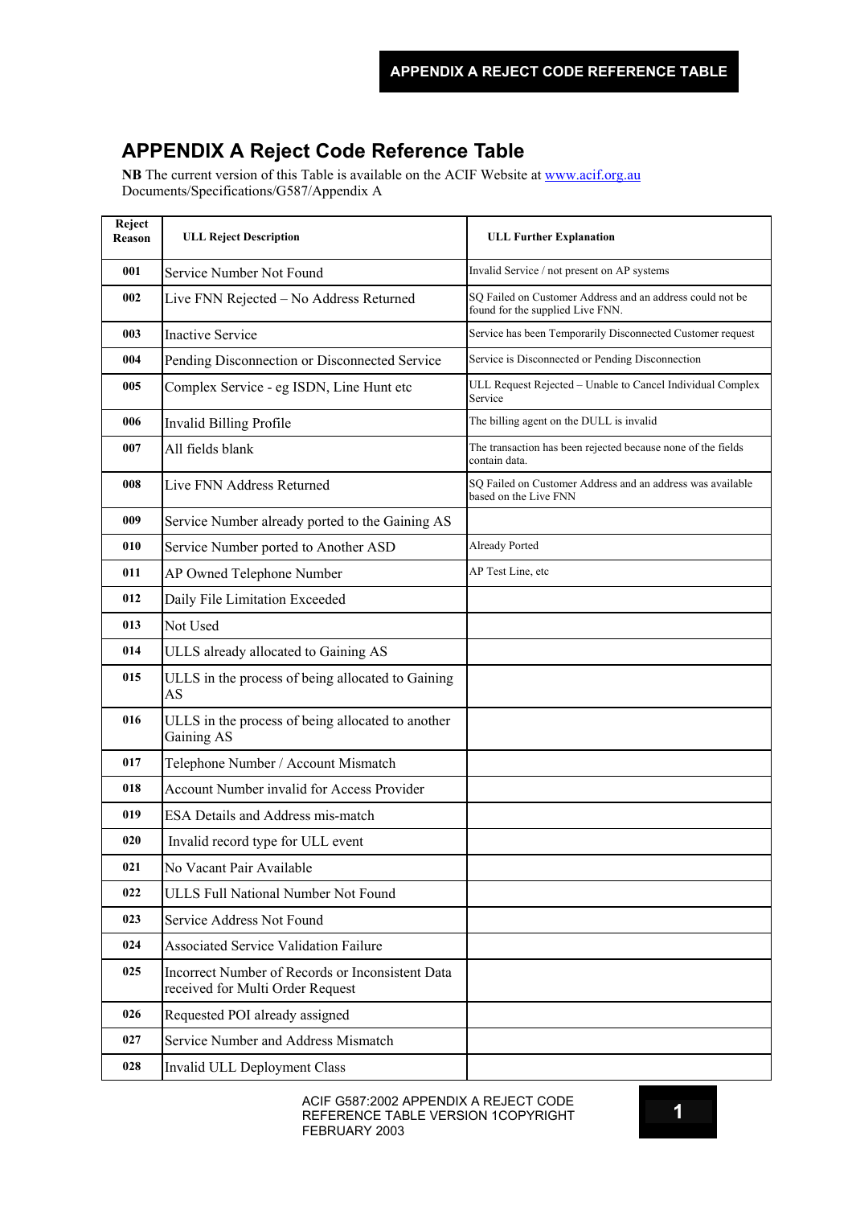# APPENDIX A Reject Code Reference Table

**NB** The current version of this Table is available on the ACIF Website at www.acif.org.au Documents/Specifications/G587/Appendix A

| Reject Reason | ULL Reject Description | ULL Further Explanation |
|---|---|---|
| 001 | Service Number Not Found | Invalid Service / not present on AP systems |
| 002 | Live FNN Rejected – No Address Returned | SQ Failed on Customer Address and an address could not be found for the supplied Live FNN. |
| 003 | Inactive Service | Service has been Temporarily Disconnected Customer request |
| 004 | Pending Disconnection or Disconnected Service | Service is Disconnected or Pending Disconnection |
| 005 | Complex Service - eg ISDN, Line Hunt etc | ULL Request Rejected – Unable to Cancel Individual Complex Service |
| 006 | Invalid Billing Profile | The billing agent on the DULL is invalid |
| 007 | All fields blank | The transaction has been rejected because none of the fields contain data. |
| 008 | Live FNN Address Returned | SQ Failed on Customer Address and an address was available based on the Live FNN |
| 009 | Service Number already ported to the Gaining AS | |
| 010 | Service Number ported to Another ASD | Already Ported |
| 011 | AP Owned Telephone Number | AP Test Line, etc |
| 012 | Daily File Limitation Exceeded | |
| 013 | Not Used | |
| 014 | ULLS already allocated to Gaining AS | |
| 015 | ULLS in the process of being allocated to Gaining AS | |
| 016 | ULLS in the process of being allocated to another Gaining AS | |
| 017 | Telephone Number / Account Mismatch | |
| 018 | Account Number invalid for Access Provider | |
| 019 | ESA Details and Address mis-match | |
| 020 | Invalid record type for ULL event | |
| 021 | No Vacant Pair Available | |
| 022 | ULLS Full National Number Not Found | |
| 023 | Service Address Not Found | |
| 024 | Associated Service Validation Failure | |
| 025 | Incorrect Number of Records or Inconsistent Data received for Multi Order Request | |
| 026 | Requested POI already assigned | |
| 027 | Service Number and Address Mismatch | |
| 028 | Invalid ULL Deployment Class | |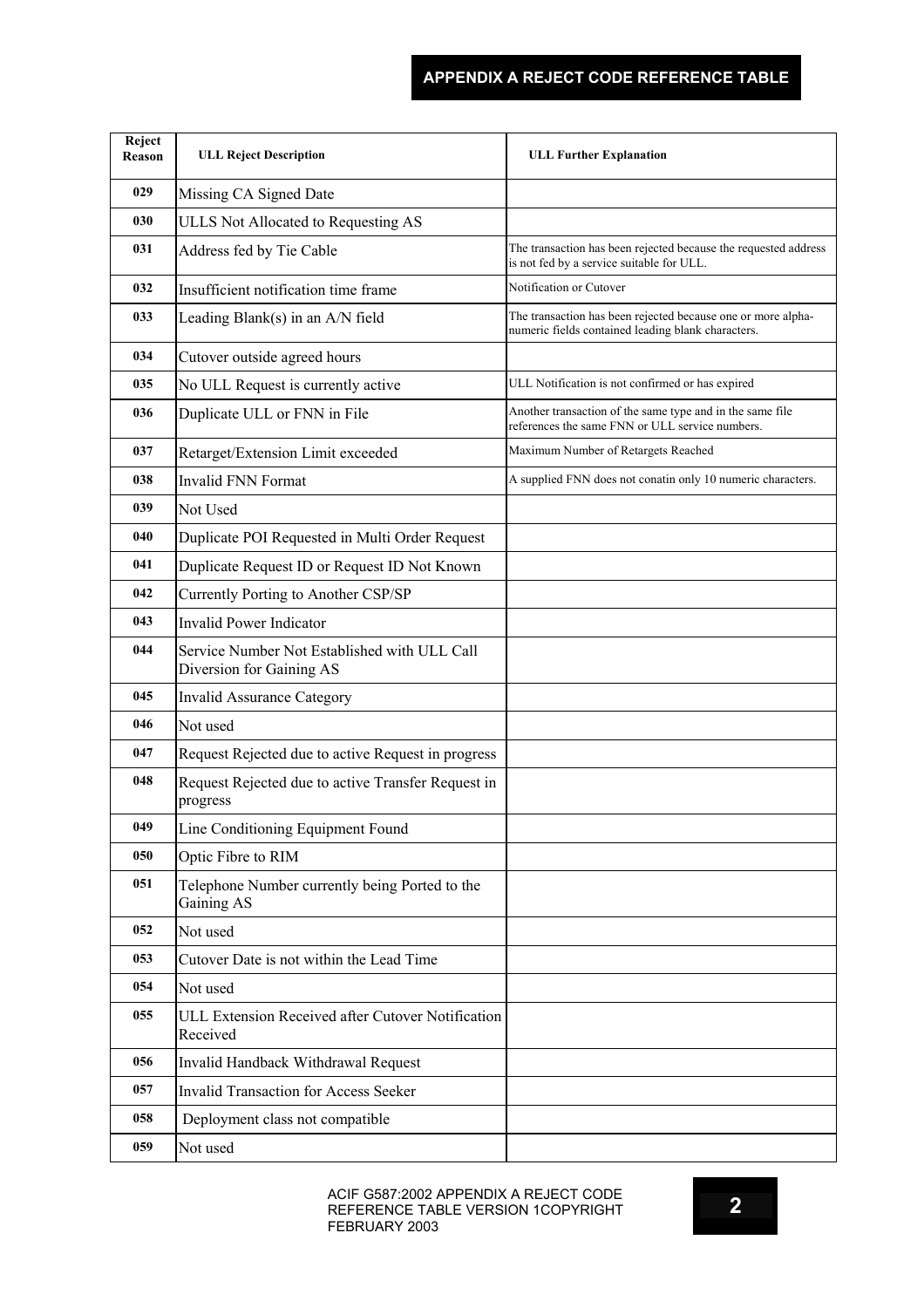# APPENDIX A REJECT CODE REFERENCE TABLE

| Reject Reason | ULL Reject Description | ULL Further Explanation |
|---|---|---|
| 029 | Missing CA Signed Date | |
| 030 | ULLS Not Allocated to Requesting AS | |
| 031 | Address fed by Tie Cable | The transaction has been rejected because the requested address is not fed by a service suitable for ULL. |
| 032 | Insufficient notification time frame | Notification or Cutover |
| 033 | Leading Blank(s) in an A/N field | The transaction has been rejected because one or more alpha-numeric fields contained leading blank characters. |
| 034 | Cutover outside agreed hours | |
| 035 | No ULL Request is currently active | ULL Notification is not confirmed or has expired |
| 036 | Duplicate ULL or FNN in File | Another transaction of the same type and in the same file references the same FNN or ULL service numbers. |
| 037 | Retarget/Extension Limit exceeded | Maximum Number of Retargets Reached |
| 038 | Invalid FNN Format | A supplied FNN does not conatin only 10 numeric characters. |
| 039 | Not Used | |
| 040 | Duplicate POI Requested in Multi Order Request | |
| 041 | Duplicate Request ID or Request ID Not Known | |
| 042 | Currently Porting to Another CSP/SP | |
| 043 | Invalid Power Indicator | |
| 044 | Service Number Not Established with ULL Call Diversion for Gaining AS | |
| 045 | Invalid Assurance Category | |
| 046 | Not used | |
| 047 | Request Rejected due to active Request in progress | |
| 048 | Request Rejected due to active Transfer Request in progress | |
| 049 | Line Conditioning Equipment Found | |
| 050 | Optic Fibre to RIM | |
| 051 | Telephone Number currently being Ported to the Gaining AS | |
| 052 | Not used | |
| 053 | Cutover Date is not within the Lead Time | |
| 054 | Not used | |
| 055 | ULL Extension Received after Cutover Notification Received | |
| 056 | Invalid Handback Withdrawal Request | |
| 057 | Invalid Transaction for Access Seeker | |
| 058 | Deployment class not compatible | |
| 059 | Not used | |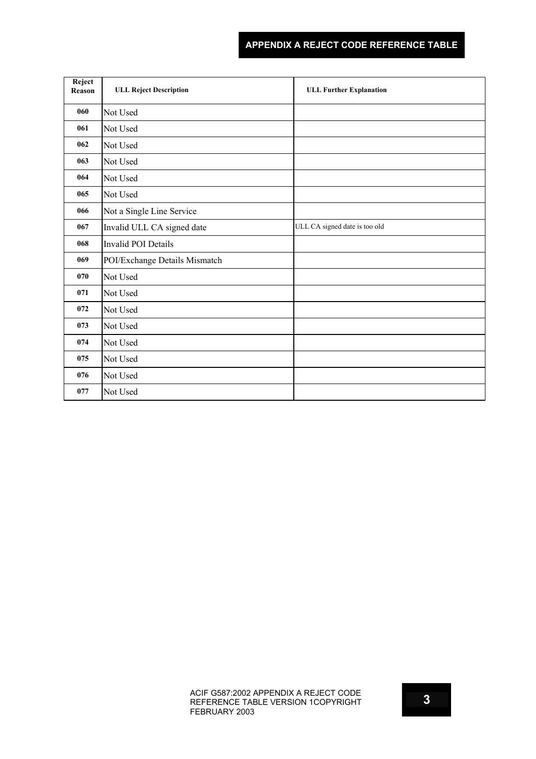| Reject Reason | ULL Reject Description | ULL Further Explanation |
|---|---|---|
| 060 | Not Used | |
| 061 | Not Used | |
| 062 | Not Used | |
| 063 | Not Used | |
| 064 | Not Used | |
| 065 | Not Used | |
| 066 | Not a Single Line Service | |
| 067 | Invalid ULL CA signed date | ULL CA signed date is too old |
| 068 | Invalid POI Details | |
| 069 | POI/Exchange Details Mismatch | |
| 070 | Not Used | |
| 071 | Not Used | |
| 072 | Not Used | |
| 073 | Not Used | |
| 074 | Not Used | |
| 075 | Not Used | |
| 076 | Not Used | |
| 077 | Not Used | |